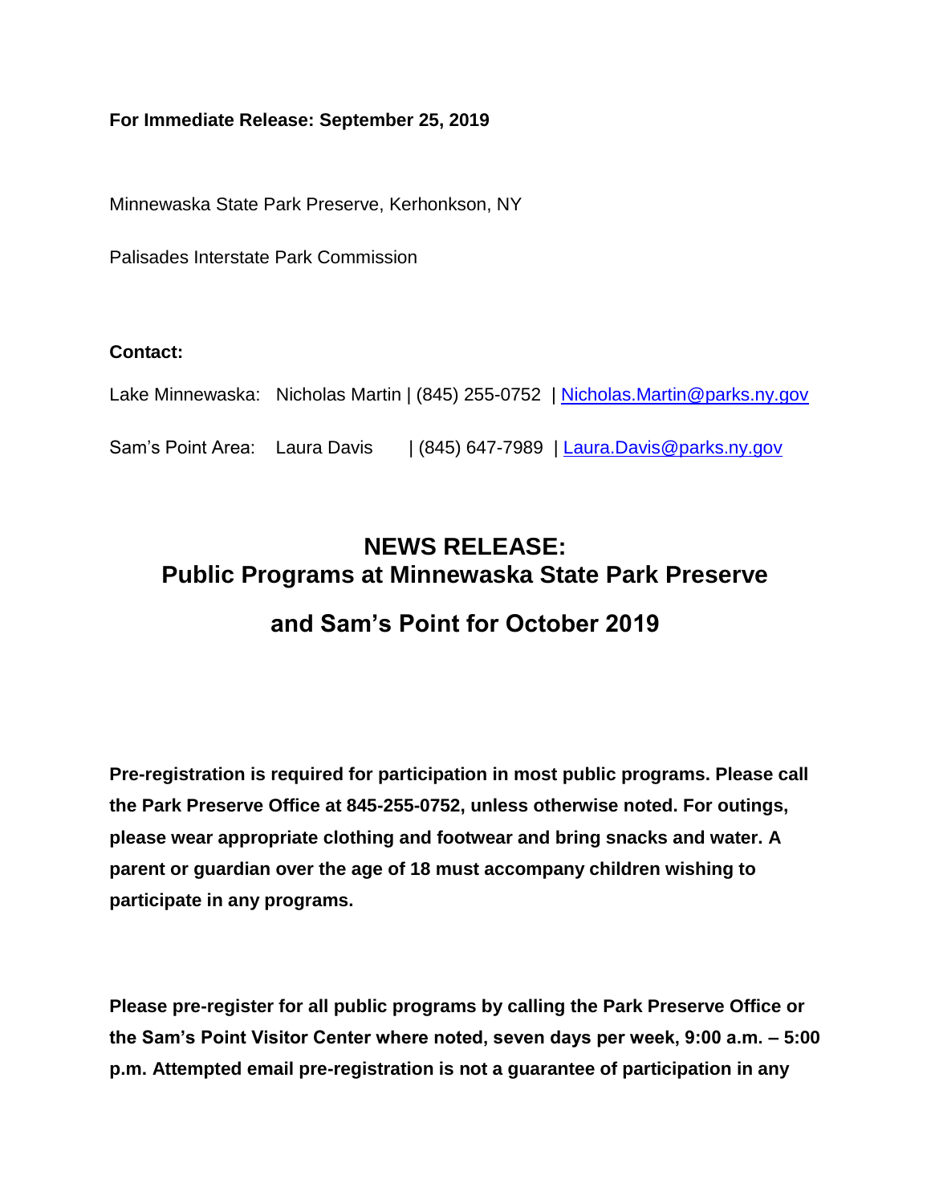**For Immediate Release: September 25, 2019**

Minnewaska State Park Preserve, Kerhonkson, NY

Palisades Interstate Park Commission

**Contact:**

Lake Minnewaska: Nicholas Martin | (845) 255-0752 | Nicholas.Martin@parks.ny.gov

Sam's Point Area: Laura Davis | (845) 647-7989 | Laura.Davis@parks.ny.gov

# NEWS RELEASE:
# Public Programs at Minnewaska State Park Preserve and Sam's Point for October 2019

**Pre-registration is required for participation in most public programs. Please call the Park Preserve Office at 845-255-0752, unless otherwise noted. For outings, please wear appropriate clothing and footwear and bring snacks and water. A parent or guardian over the age of 18 must accompany children wishing to participate in any programs.**

**Please pre-register for all public programs by calling the Park Preserve Office or the Sam's Point Visitor Center where noted, seven days per week, 9:00 a.m. – 5:00 p.m. Attempted email pre-registration is not a guarantee of participation in any**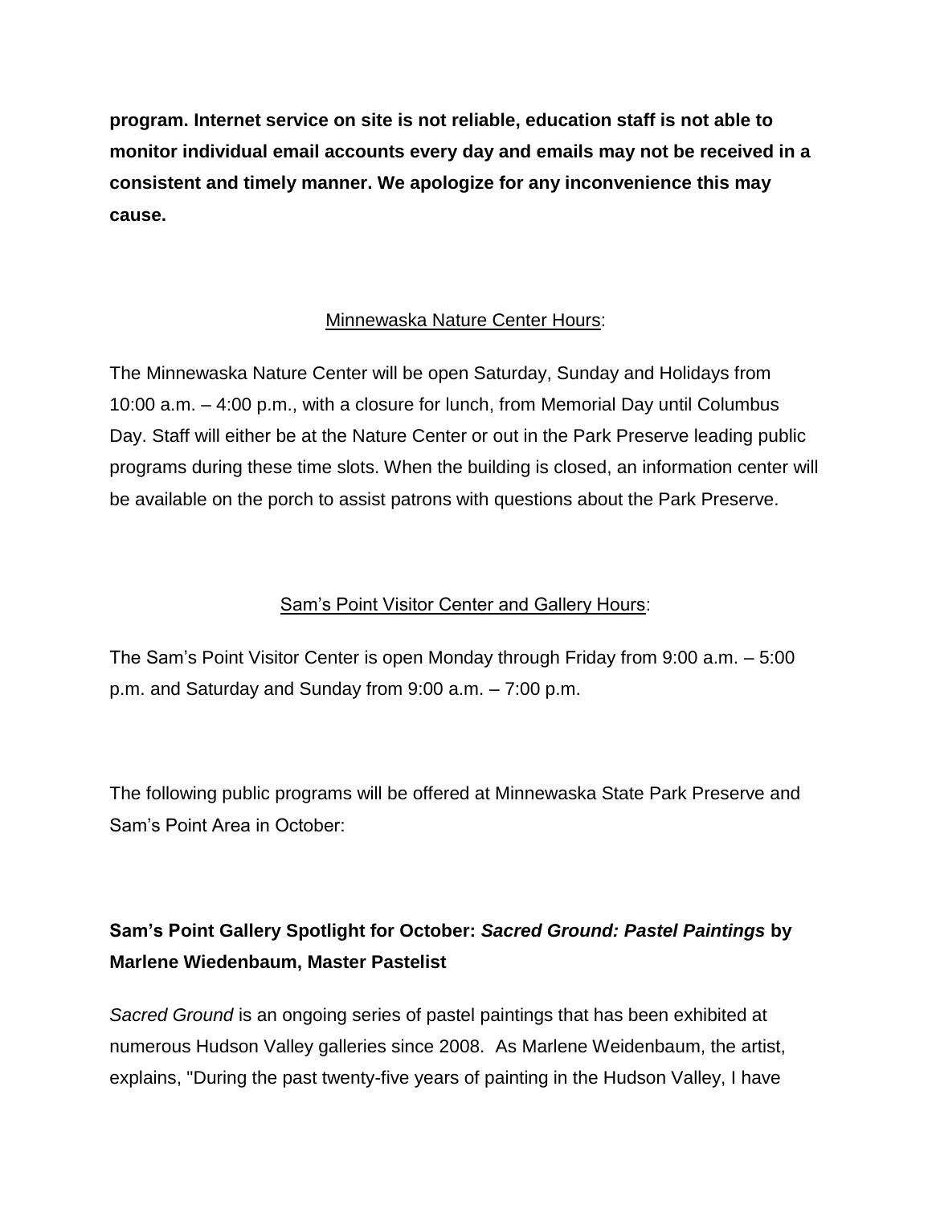**program. Internet service on site is not reliable, education staff is not able to monitor individual email accounts every day and emails may not be received in a consistent and timely manner. We apologize for any inconvenience this may cause.**

<u>Minnewaska Nature Center Hours</u>:

The Minnewaska Nature Center will be open Saturday, Sunday and Holidays from 10:00 a.m. – 4:00 p.m., with a closure for lunch, from Memorial Day until Columbus Day. Staff will either be at the Nature Center or out in the Park Preserve leading public programs during these time slots. When the building is closed, an information center will be available on the porch to assist patrons with questions about the Park Preserve.

<u>Sam's Point Visitor Center and Gallery Hours</u>:

The Sam's Point Visitor Center is open Monday through Friday from 9:00 a.m. – 5:00 p.m. and Saturday and Sunday from 9:00 a.m. – 7:00 p.m.

The following public programs will be offered at Minnewaska State Park Preserve and Sam's Point Area in October:

**Sam's Point Gallery Spotlight for October: *Sacred Ground: Pastel Paintings* by Marlene Wiedenbaum, Master Pastelist**

*Sacred Ground* is an ongoing series of pastel paintings that has been exhibited at numerous Hudson Valley galleries since 2008. As Marlene Weidenbaum, the artist, explains, "During the past twenty-five years of painting in the Hudson Valley, I have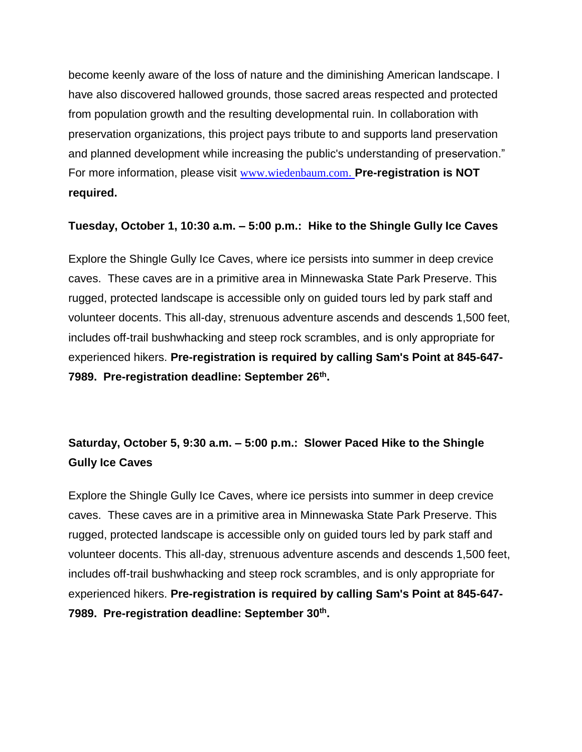become keenly aware of the loss of nature and the diminishing American landscape. I have also discovered hallowed grounds, those sacred areas respected and protected from population growth and the resulting developmental ruin. In collaboration with preservation organizations, this project pays tribute to and supports land preservation and planned development while increasing the public's understanding of preservation." For more information, please visit www.wiedenbaum.com. **Pre-registration is NOT required.**

**Tuesday, October 1, 10:30 a.m. – 5:00 p.m.: Hike to the Shingle Gully Ice Caves**

Explore the Shingle Gully Ice Caves, where ice persists into summer in deep crevice caves. These caves are in a primitive area in Minnewaska State Park Preserve. This rugged, protected landscape is accessible only on guided tours led by park staff and volunteer docents. This all-day, strenuous adventure ascends and descends 1,500 feet, includes off-trail bushwhacking and steep rock scrambles, and is only appropriate for experienced hikers. **Pre-registration is required by calling Sam's Point at 845-647-7989. Pre-registration deadline: September 26th.**

**Saturday, October 5, 9:30 a.m. – 5:00 p.m.: Slower Paced Hike to the Shingle Gully Ice Caves**

Explore the Shingle Gully Ice Caves, where ice persists into summer in deep crevice caves. These caves are in a primitive area in Minnewaska State Park Preserve. This rugged, protected landscape is accessible only on guided tours led by park staff and volunteer docents. This all-day, strenuous adventure ascends and descends 1,500 feet, includes off-trail bushwhacking and steep rock scrambles, and is only appropriate for experienced hikers. **Pre-registration is required by calling Sam's Point at 845-647-7989. Pre-registration deadline: September 30th.**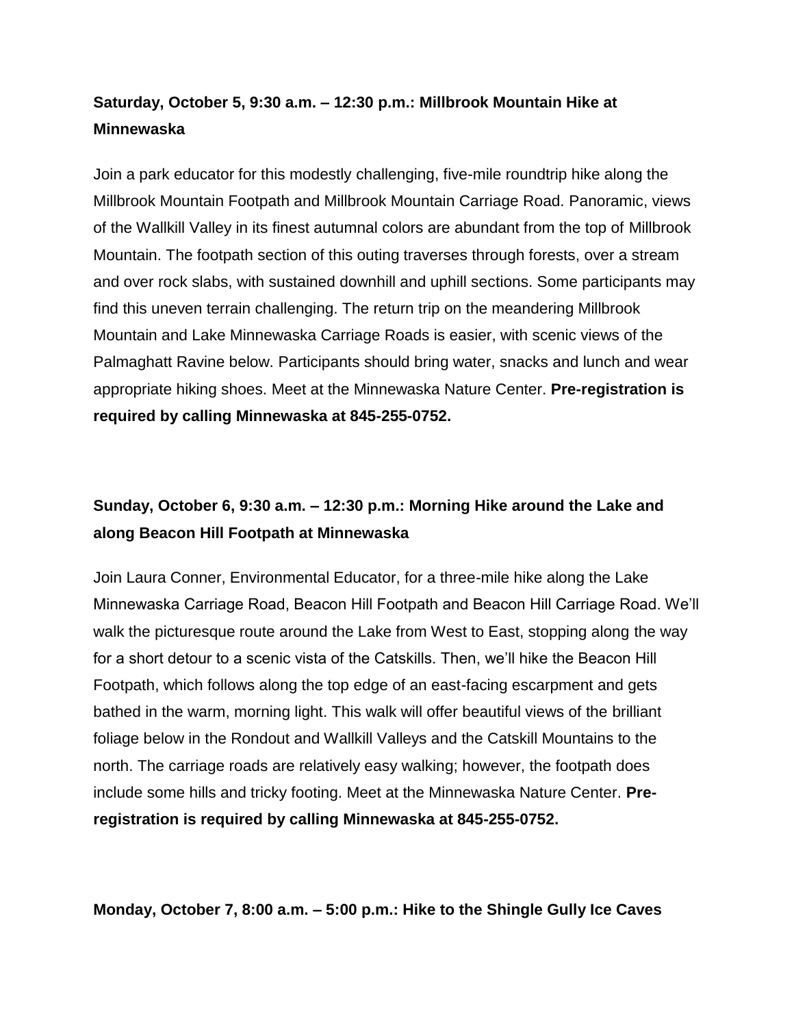**Saturday, October 5, 9:30 a.m. – 12:30 p.m.: Millbrook Mountain Hike at Minnewaska**

Join a park educator for this modestly challenging, five-mile roundtrip hike along the Millbrook Mountain Footpath and Millbrook Mountain Carriage Road. Panoramic, views of the Wallkill Valley in its finest autumnal colors are abundant from the top of Millbrook Mountain. The footpath section of this outing traverses through forests, over a stream and over rock slabs, with sustained downhill and uphill sections. Some participants may find this uneven terrain challenging. The return trip on the meandering Millbrook Mountain and Lake Minnewaska Carriage Roads is easier, with scenic views of the Palmaghatt Ravine below. Participants should bring water, snacks and lunch and wear appropriate hiking shoes. Meet at the Minnewaska Nature Center. **Pre-registration is required by calling Minnewaska at 845-255-0752.**

**Sunday, October 6, 9:30 a.m. – 12:30 p.m.: Morning Hike around the Lake and along Beacon Hill Footpath at Minnewaska**

Join Laura Conner, Environmental Educator, for a three-mile hike along the Lake Minnewaska Carriage Road, Beacon Hill Footpath and Beacon Hill Carriage Road. We'll walk the picturesque route around the Lake from West to East, stopping along the way for a short detour to a scenic vista of the Catskills. Then, we'll hike the Beacon Hill Footpath, which follows along the top edge of an east-facing escarpment and gets bathed in the warm, morning light. This walk will offer beautiful views of the brilliant foliage below in the Rondout and Wallkill Valleys and the Catskill Mountains to the north. The carriage roads are relatively easy walking; however, the footpath does include some hills and tricky footing. Meet at the Minnewaska Nature Center. **Pre-registration is required by calling Minnewaska at 845-255-0752.**

**Monday, October 7, 8:00 a.m. – 5:00 p.m.: Hike to the Shingle Gully Ice Caves**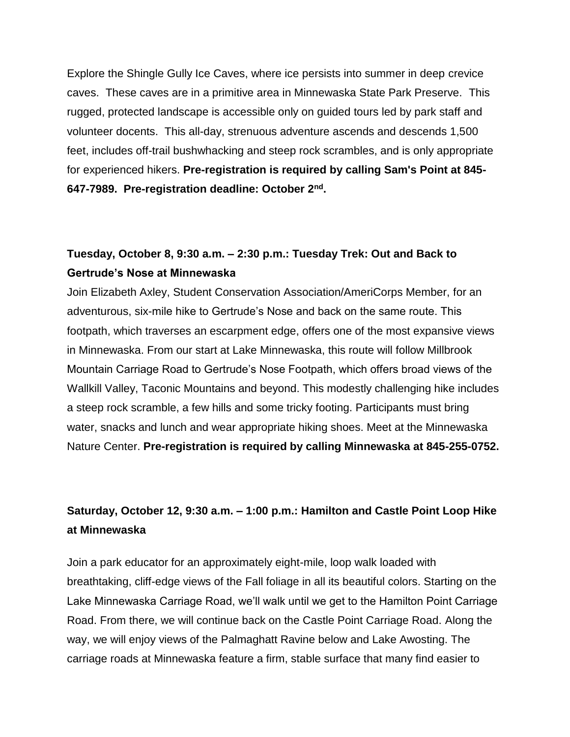Explore the Shingle Gully Ice Caves, where ice persists into summer in deep crevice caves. These caves are in a primitive area in Minnewaska State Park Preserve. This rugged, protected landscape is accessible only on guided tours led by park staff and volunteer docents. This all-day, strenuous adventure ascends and descends 1,500 feet, includes off-trail bushwhacking and steep rock scrambles, and is only appropriate for experienced hikers. **Pre-registration is required by calling Sam's Point at 845-647-7989. Pre-registration deadline: October 2nd.**

**Tuesday, October 8, 9:30 a.m. – 2:30 p.m.: Tuesday Trek: Out and Back to Gertrude's Nose at Minnewaska**

Join Elizabeth Axley, Student Conservation Association/AmeriCorps Member, for an adventurous, six-mile hike to Gertrude's Nose and back on the same route. This footpath, which traverses an escarpment edge, offers one of the most expansive views in Minnewaska. From our start at Lake Minnewaska, this route will follow Millbrook Mountain Carriage Road to Gertrude's Nose Footpath, which offers broad views of the Wallkill Valley, Taconic Mountains and beyond. This modestly challenging hike includes a steep rock scramble, a few hills and some tricky footing. Participants must bring water, snacks and lunch and wear appropriate hiking shoes. Meet at the Minnewaska Nature Center. **Pre-registration is required by calling Minnewaska at 845-255-0752.**

**Saturday, October 12, 9:30 a.m. – 1:00 p.m.: Hamilton and Castle Point Loop Hike at Minnewaska**

Join a park educator for an approximately eight-mile, loop walk loaded with breathtaking, cliff-edge views of the Fall foliage in all its beautiful colors. Starting on the Lake Minnewaska Carriage Road, we'll walk until we get to the Hamilton Point Carriage Road. From there, we will continue back on the Castle Point Carriage Road. Along the way, we will enjoy views of the Palmaghatt Ravine below and Lake Awosting. The carriage roads at Minnewaska feature a firm, stable surface that many find easier to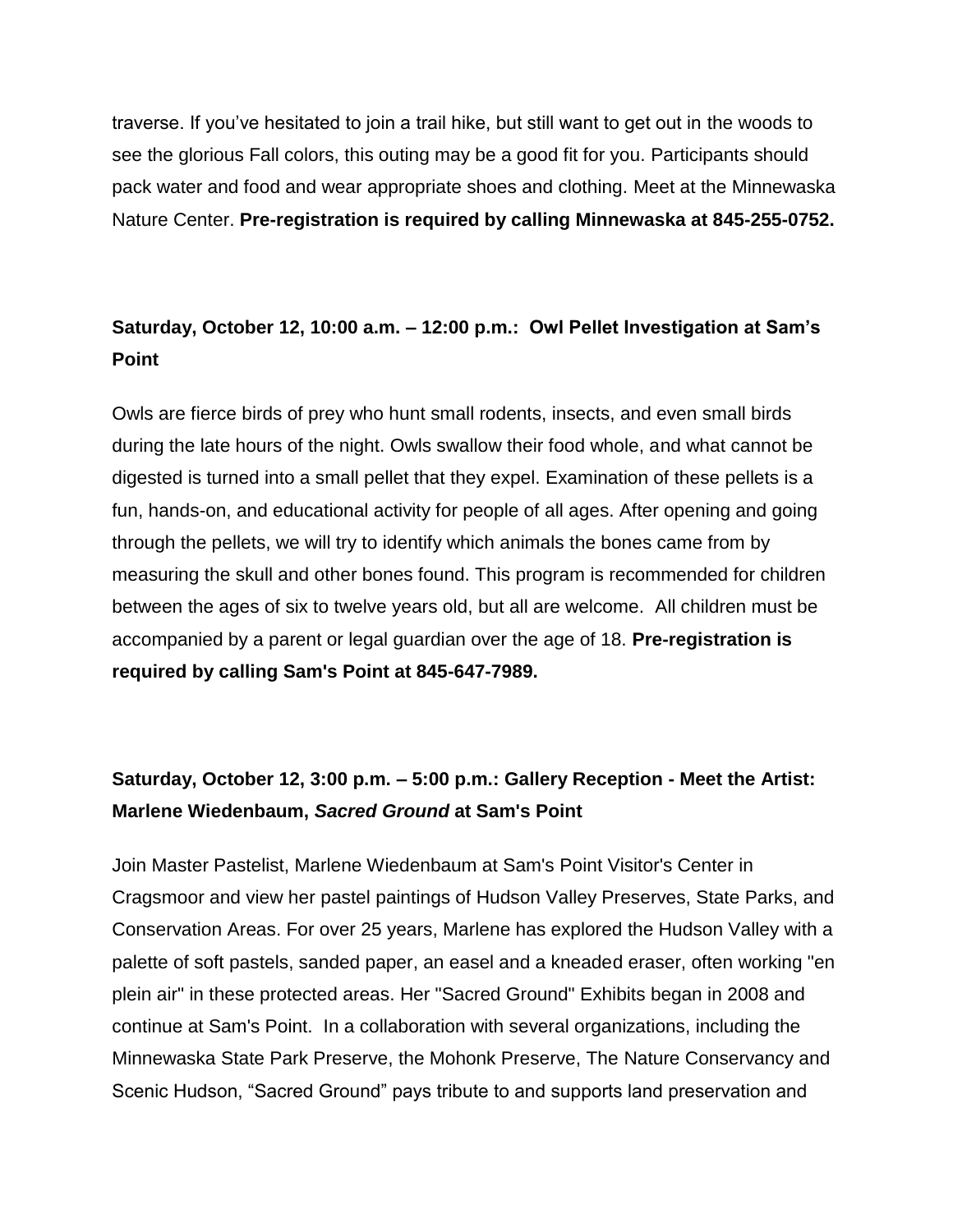traverse. If you've hesitated to join a trail hike, but still want to get out in the woods to see the glorious Fall colors, this outing may be a good fit for you. Participants should pack water and food and wear appropriate shoes and clothing. Meet at the Minnewaska Nature Center. **Pre-registration is required by calling Minnewaska at 845-255-0752.**

### Saturday, October 12, 10:00 a.m. – 12:00 p.m.: Owl Pellet Investigation at Sam's Point

Owls are fierce birds of prey who hunt small rodents, insects, and even small birds during the late hours of the night. Owls swallow their food whole, and what cannot be digested is turned into a small pellet that they expel. Examination of these pellets is a fun, hands-on, and educational activity for people of all ages. After opening and going through the pellets, we will try to identify which animals the bones came from by measuring the skull and other bones found. This program is recommended for children between the ages of six to twelve years old, but all are welcome. All children must be accompanied by a parent or legal guardian over the age of 18. **Pre-registration is required by calling Sam's Point at 845-647-7989.**

### Saturday, October 12, 3:00 p.m. – 5:00 p.m.: Gallery Reception - Meet the Artist: Marlene Wiedenbaum, *Sacred Ground* at Sam's Point

Join Master Pastelist, Marlene Wiedenbaum at Sam's Point Visitor's Center in Cragsmoor and view her pastel paintings of Hudson Valley Preserves, State Parks, and Conservation Areas. For over 25 years, Marlene has explored the Hudson Valley with a palette of soft pastels, sanded paper, an easel and a kneaded eraser, often working "en plein air" in these protected areas. Her "Sacred Ground" Exhibits began in 2008 and continue at Sam's Point. In a collaboration with several organizations, including the Minnewaska State Park Preserve, the Mohonk Preserve, The Nature Conservancy and Scenic Hudson, "Sacred Ground" pays tribute to and supports land preservation and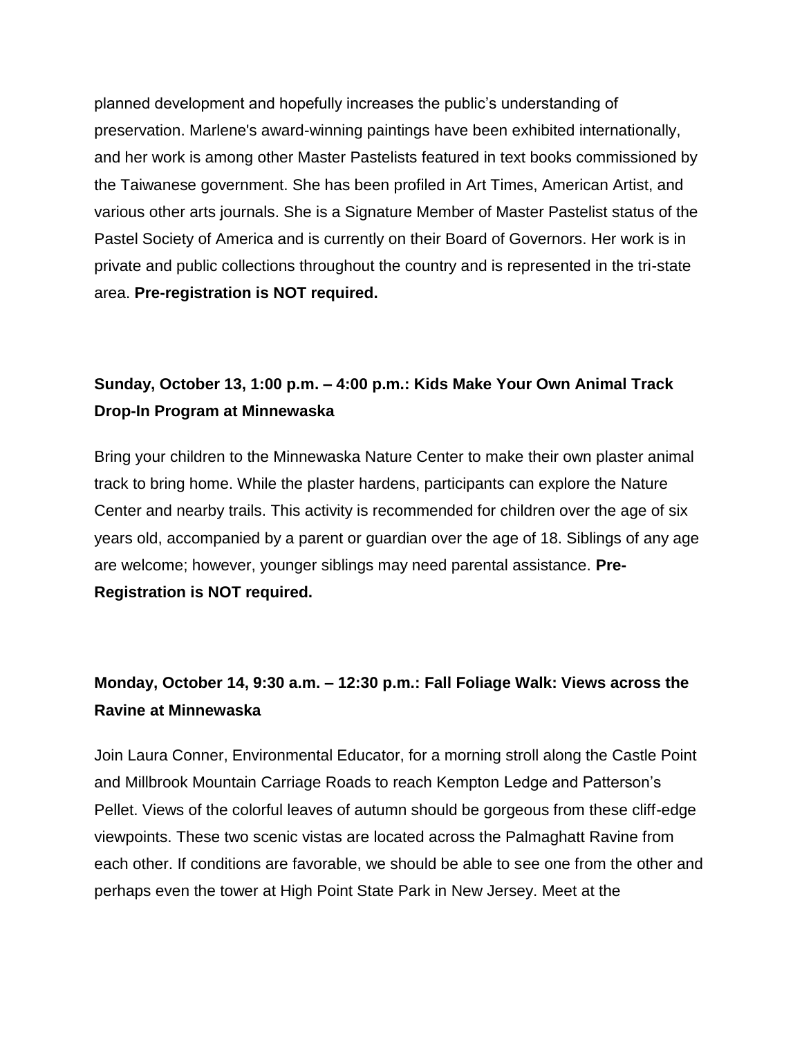planned development and hopefully increases the public's understanding of preservation. Marlene's award-winning paintings have been exhibited internationally, and her work is among other Master Pastelists featured in text books commissioned by the Taiwanese government. She has been profiled in Art Times, American Artist, and various other arts journals. She is a Signature Member of Master Pastelist status of the Pastel Society of America and is currently on their Board of Governors. Her work is in private and public collections throughout the country and is represented in the tri-state area. **Pre-registration is NOT required.**

**Sunday, October 13, 1:00 p.m. – 4:00 p.m.: Kids Make Your Own Animal Track Drop-In Program at Minnewaska**

Bring your children to the Minnewaska Nature Center to make their own plaster animal track to bring home. While the plaster hardens, participants can explore the Nature Center and nearby trails. This activity is recommended for children over the age of six years old, accompanied by a parent or guardian over the age of 18. Siblings of any age are welcome; however, younger siblings may need parental assistance. **Pre-Registration is NOT required.**

**Monday, October 14, 9:30 a.m. – 12:30 p.m.: Fall Foliage Walk: Views across the Ravine at Minnewaska**

Join Laura Conner, Environmental Educator, for a morning stroll along the Castle Point and Millbrook Mountain Carriage Roads to reach Kempton Ledge and Patterson's Pellet. Views of the colorful leaves of autumn should be gorgeous from these cliff-edge viewpoints. These two scenic vistas are located across the Palmaghatt Ravine from each other. If conditions are favorable, we should be able to see one from the other and perhaps even the tower at High Point State Park in New Jersey. Meet at the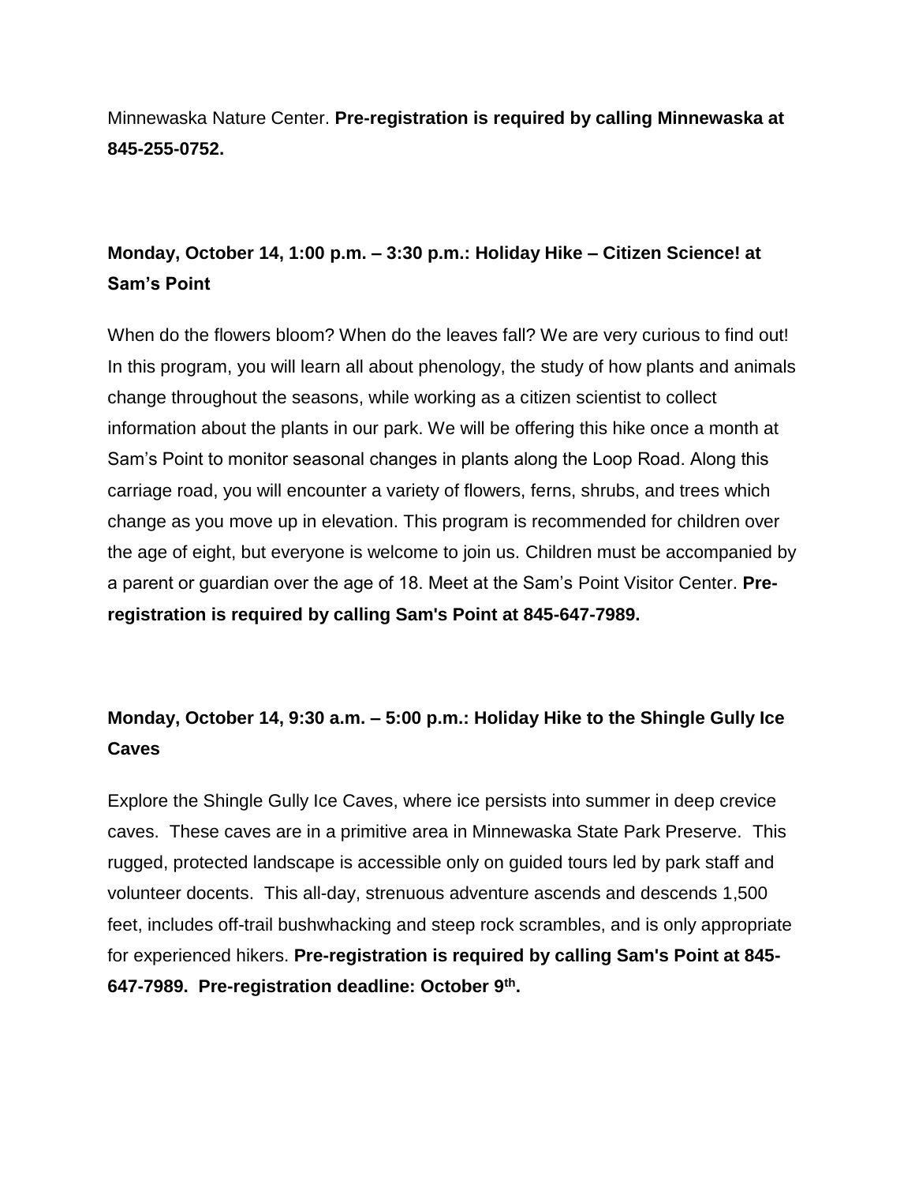Minnewaska Nature Center. **Pre-registration is required by calling Minnewaska at 845-255-0752.**

**Monday, October 14, 1:00 p.m. – 3:30 p.m.: Holiday Hike – Citizen Science! at Sam's Point**

When do the flowers bloom? When do the leaves fall? We are very curious to find out! In this program, you will learn all about phenology, the study of how plants and animals change throughout the seasons, while working as a citizen scientist to collect information about the plants in our park. We will be offering this hike once a month at Sam's Point to monitor seasonal changes in plants along the Loop Road. Along this carriage road, you will encounter a variety of flowers, ferns, shrubs, and trees which change as you move up in elevation. This program is recommended for children over the age of eight, but everyone is welcome to join us. Children must be accompanied by a parent or guardian over the age of 18. Meet at the Sam's Point Visitor Center. **Pre-registration is required by calling Sam's Point at 845-647-7989.**

**Monday, October 14, 9:30 a.m. – 5:00 p.m.: Holiday Hike to the Shingle Gully Ice Caves**

Explore the Shingle Gully Ice Caves, where ice persists into summer in deep crevice caves. These caves are in a primitive area in Minnewaska State Park Preserve. This rugged, protected landscape is accessible only on guided tours led by park staff and volunteer docents. This all-day, strenuous adventure ascends and descends 1,500 feet, includes off-trail bushwhacking and steep rock scrambles, and is only appropriate for experienced hikers. **Pre-registration is required by calling Sam's Point at 845-647-7989. Pre-registration deadline: October 9th.**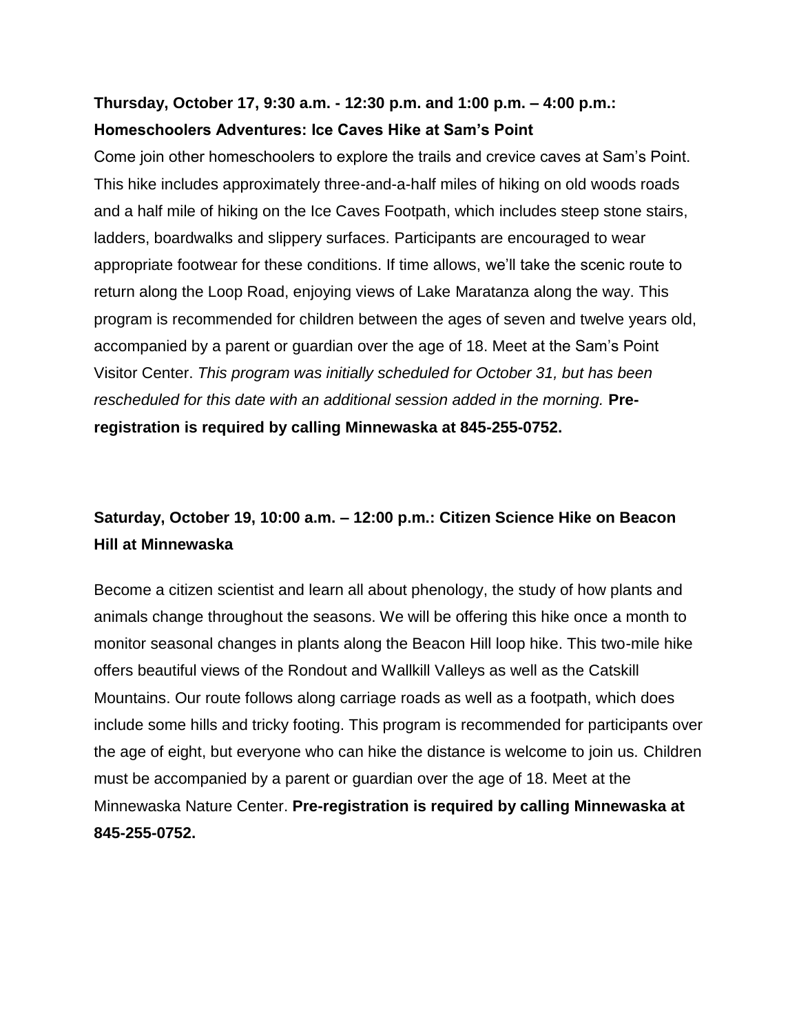**Thursday, October 17, 9:30 a.m. - 12:30 p.m. and 1:00 p.m. – 4:00 p.m.: Homeschoolers Adventures: Ice Caves Hike at Sam's Point**

Come join other homeschoolers to explore the trails and crevice caves at Sam's Point. This hike includes approximately three-and-a-half miles of hiking on old woods roads and a half mile of hiking on the Ice Caves Footpath, which includes steep stone stairs, ladders, boardwalks and slippery surfaces. Participants are encouraged to wear appropriate footwear for these conditions. If time allows, we'll take the scenic route to return along the Loop Road, enjoying views of Lake Maratanza along the way. This program is recommended for children between the ages of seven and twelve years old, accompanied by a parent or guardian over the age of 18. Meet at the Sam's Point Visitor Center. *This program was initially scheduled for October 31, but has been rescheduled for this date with an additional session added in the morning.* **Pre-registration is required by calling Minnewaska at 845-255-0752.**

**Saturday, October 19, 10:00 a.m. – 12:00 p.m.: Citizen Science Hike on Beacon Hill at Minnewaska**

Become a citizen scientist and learn all about phenology, the study of how plants and animals change throughout the seasons. We will be offering this hike once a month to monitor seasonal changes in plants along the Beacon Hill loop hike. This two-mile hike offers beautiful views of the Rondout and Wallkill Valleys as well as the Catskill Mountains. Our route follows along carriage roads as well as a footpath, which does include some hills and tricky footing. This program is recommended for participants over the age of eight, but everyone who can hike the distance is welcome to join us. Children must be accompanied by a parent or guardian over the age of 18. Meet at the Minnewaska Nature Center. **Pre-registration is required by calling Minnewaska at 845-255-0752.**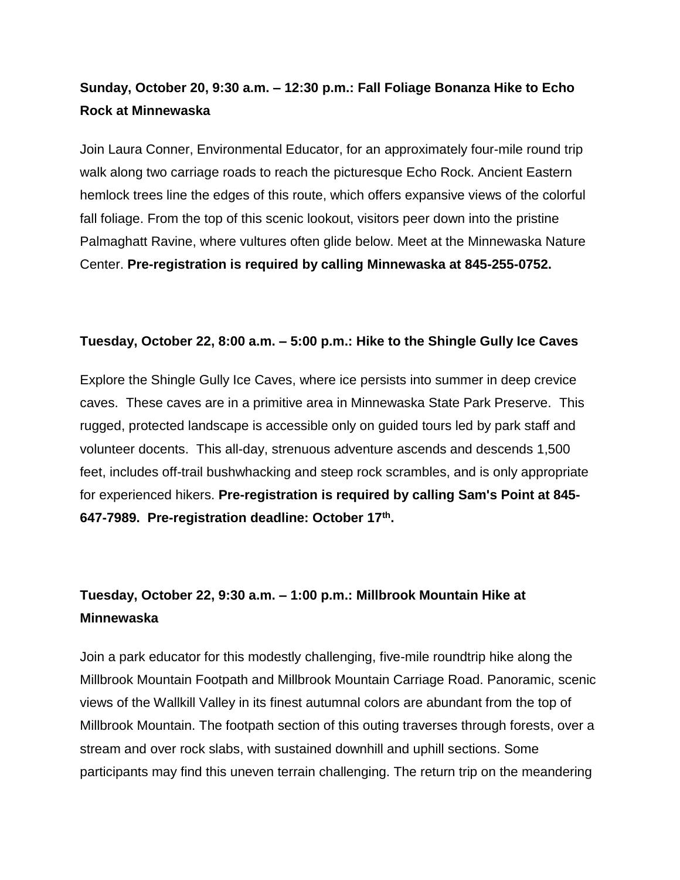**Sunday, October 20, 9:30 a.m. – 12:30 p.m.: Fall Foliage Bonanza Hike to Echo Rock at Minnewaska**

Join Laura Conner, Environmental Educator, for an approximately four-mile round trip walk along two carriage roads to reach the picturesque Echo Rock. Ancient Eastern hemlock trees line the edges of this route, which offers expansive views of the colorful fall foliage. From the top of this scenic lookout, visitors peer down into the pristine Palmaghatt Ravine, where vultures often glide below. Meet at the Minnewaska Nature Center. **Pre-registration is required by calling Minnewaska at 845-255-0752.**

**Tuesday, October 22, 8:00 a.m. – 5:00 p.m.: Hike to the Shingle Gully Ice Caves**

Explore the Shingle Gully Ice Caves, where ice persists into summer in deep crevice caves. These caves are in a primitive area in Minnewaska State Park Preserve. This rugged, protected landscape is accessible only on guided tours led by park staff and volunteer docents. This all-day, strenuous adventure ascends and descends 1,500 feet, includes off-trail bushwhacking and steep rock scrambles, and is only appropriate for experienced hikers. **Pre-registration is required by calling Sam's Point at 845-647-7989. Pre-registration deadline: October 17th.**

**Tuesday, October 22, 9:30 a.m. – 1:00 p.m.: Millbrook Mountain Hike at Minnewaska**

Join a park educator for this modestly challenging, five-mile roundtrip hike along the Millbrook Mountain Footpath and Millbrook Mountain Carriage Road. Panoramic, scenic views of the Wallkill Valley in its finest autumnal colors are abundant from the top of Millbrook Mountain. The footpath section of this outing traverses through forests, over a stream and over rock slabs, with sustained downhill and uphill sections. Some participants may find this uneven terrain challenging. The return trip on the meandering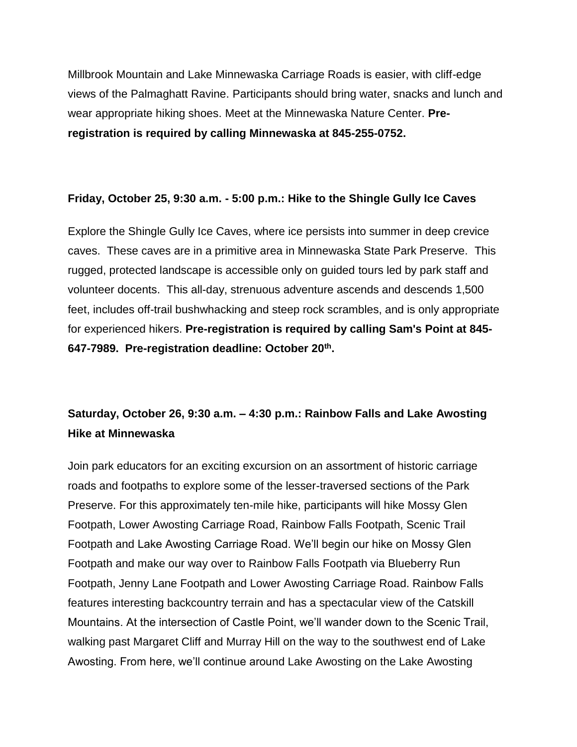Millbrook Mountain and Lake Minnewaska Carriage Roads is easier, with cliff-edge views of the Palmaghatt Ravine. Participants should bring water, snacks and lunch and wear appropriate hiking shoes. Meet at the Minnewaska Nature Center. **Pre-registration is required by calling Minnewaska at 845-255-0752.**

**Friday, October 25, 9:30 a.m. - 5:00 p.m.: Hike to the Shingle Gully Ice Caves**

Explore the Shingle Gully Ice Caves, where ice persists into summer in deep crevice caves. These caves are in a primitive area in Minnewaska State Park Preserve. This rugged, protected landscape is accessible only on guided tours led by park staff and volunteer docents. This all-day, strenuous adventure ascends and descends 1,500 feet, includes off-trail bushwhacking and steep rock scrambles, and is only appropriate for experienced hikers. **Pre-registration is required by calling Sam's Point at 845-647-7989. Pre-registration deadline: October 20th.**

**Saturday, October 26, 9:30 a.m. – 4:30 p.m.: Rainbow Falls and Lake Awosting Hike at Minnewaska**

Join park educators for an exciting excursion on an assortment of historic carriage roads and footpaths to explore some of the lesser-traversed sections of the Park Preserve. For this approximately ten-mile hike, participants will hike Mossy Glen Footpath, Lower Awosting Carriage Road, Rainbow Falls Footpath, Scenic Trail Footpath and Lake Awosting Carriage Road. We'll begin our hike on Mossy Glen Footpath and make our way over to Rainbow Falls Footpath via Blueberry Run Footpath, Jenny Lane Footpath and Lower Awosting Carriage Road. Rainbow Falls features interesting backcountry terrain and has a spectacular view of the Catskill Mountains. At the intersection of Castle Point, we'll wander down to the Scenic Trail, walking past Margaret Cliff and Murray Hill on the way to the southwest end of Lake Awosting. From here, we'll continue around Lake Awosting on the Lake Awosting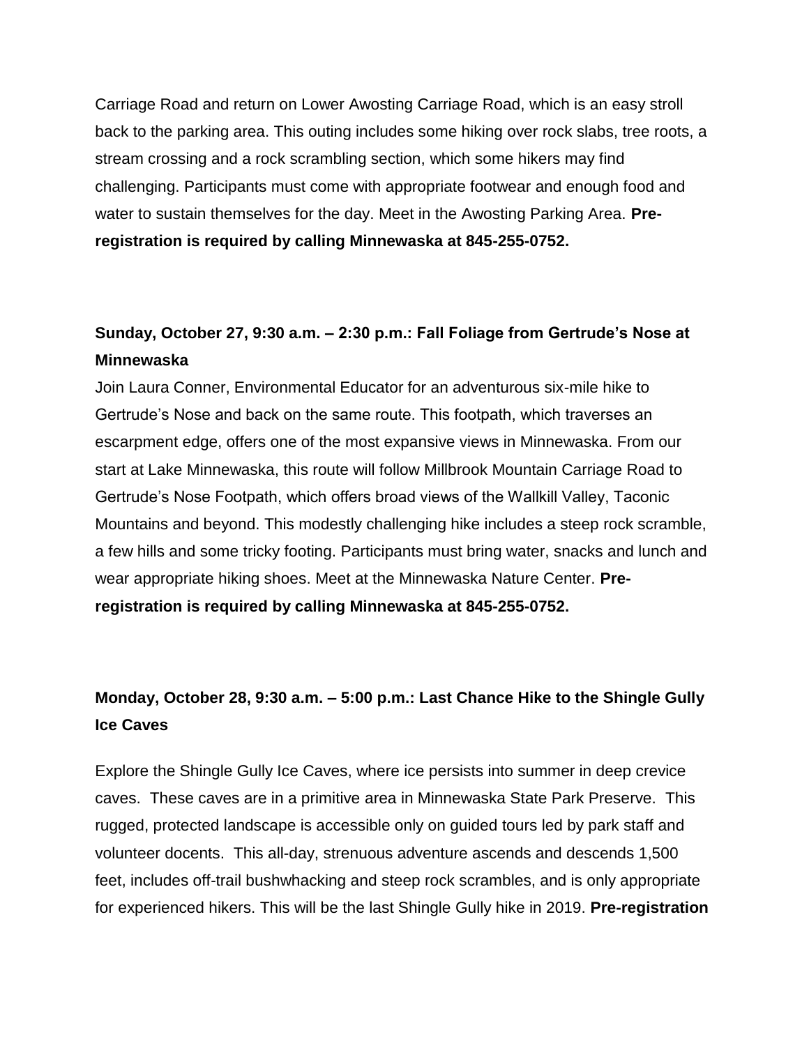Carriage Road and return on Lower Awosting Carriage Road, which is an easy stroll back to the parking area. This outing includes some hiking over rock slabs, tree roots, a stream crossing and a rock scrambling section, which some hikers may find challenging. Participants must come with appropriate footwear and enough food and water to sustain themselves for the day. Meet in the Awosting Parking Area. **Pre-registration is required by calling Minnewaska at 845-255-0752.**

**Sunday, October 27, 9:30 a.m. – 2:30 p.m.: Fall Foliage from Gertrude's Nose at Minnewaska**

Join Laura Conner, Environmental Educator for an adventurous six-mile hike to Gertrude's Nose and back on the same route. This footpath, which traverses an escarpment edge, offers one of the most expansive views in Minnewaska. From our start at Lake Minnewaska, this route will follow Millbrook Mountain Carriage Road to Gertrude's Nose Footpath, which offers broad views of the Wallkill Valley, Taconic Mountains and beyond. This modestly challenging hike includes a steep rock scramble, a few hills and some tricky footing. Participants must bring water, snacks and lunch and wear appropriate hiking shoes. Meet at the Minnewaska Nature Center. **Pre-registration is required by calling Minnewaska at 845-255-0752.**

**Monday, October 28, 9:30 a.m. – 5:00 p.m.: Last Chance Hike to the Shingle Gully Ice Caves**

Explore the Shingle Gully Ice Caves, where ice persists into summer in deep crevice caves. These caves are in a primitive area in Minnewaska State Park Preserve. This rugged, protected landscape is accessible only on guided tours led by park staff and volunteer docents. This all-day, strenuous adventure ascends and descends 1,500 feet, includes off-trail bushwhacking and steep rock scrambles, and is only appropriate for experienced hikers. This will be the last Shingle Gully hike in 2019. **Pre-registration**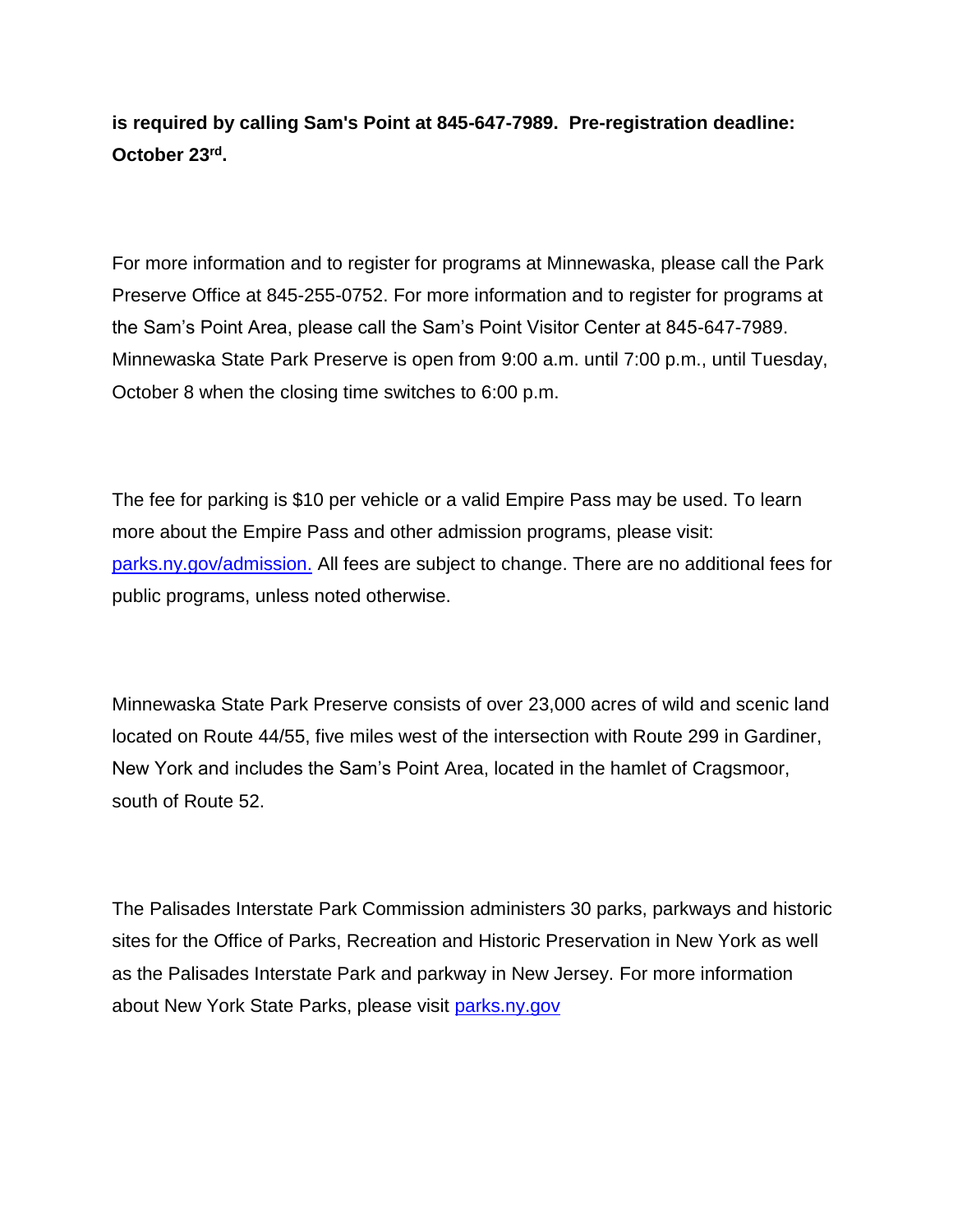**is required by calling Sam's Point at 845-647-7989. Pre-registration deadline: October 23rd.**

For more information and to register for programs at Minnewaska, please call the Park Preserve Office at 845-255-0752. For more information and to register for programs at the Sam's Point Area, please call the Sam's Point Visitor Center at 845-647-7989. Minnewaska State Park Preserve is open from 9:00 a.m. until 7:00 p.m., until Tuesday, October 8 when the closing time switches to 6:00 p.m.

The fee for parking is $10 per vehicle or a valid Empire Pass may be used. To learn more about the Empire Pass and other admission programs, please visit: [parks.ny.gov/admission.](parks.ny.gov/admission) All fees are subject to change. There are no additional fees for public programs, unless noted otherwise.

Minnewaska State Park Preserve consists of over 23,000 acres of wild and scenic land located on Route 44/55, five miles west of the intersection with Route 299 in Gardiner, New York and includes the Sam's Point Area, located in the hamlet of Cragsmoor, south of Route 52.

The Palisades Interstate Park Commission administers 30 parks, parkways and historic sites for the Office of Parks, Recreation and Historic Preservation in New York as well as the Palisades Interstate Park and parkway in New Jersey. For more information about New York State Parks, please visit [parks.ny.gov](parks.ny.gov)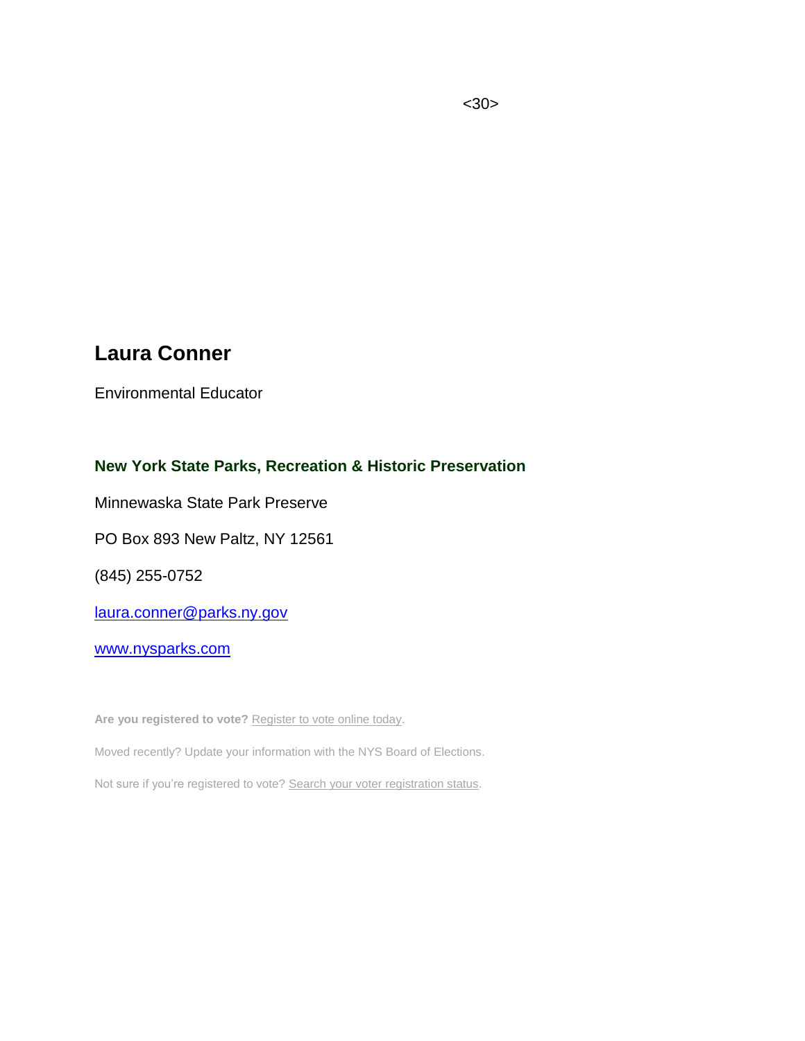<30>

## Laura Conner

Environmental Educator

**New York State Parks, Recreation & Historic Preservation**

Minnewaska State Park Preserve

PO Box 893 New Paltz, NY 12561

(845) 255-0752

laura.conner@parks.ny.gov

www.nysparks.com

**Are you registered to vote?** Register to vote online today.

Moved recently? Update your information with the NYS Board of Elections.

Not sure if you're registered to vote? Search your voter registration status.